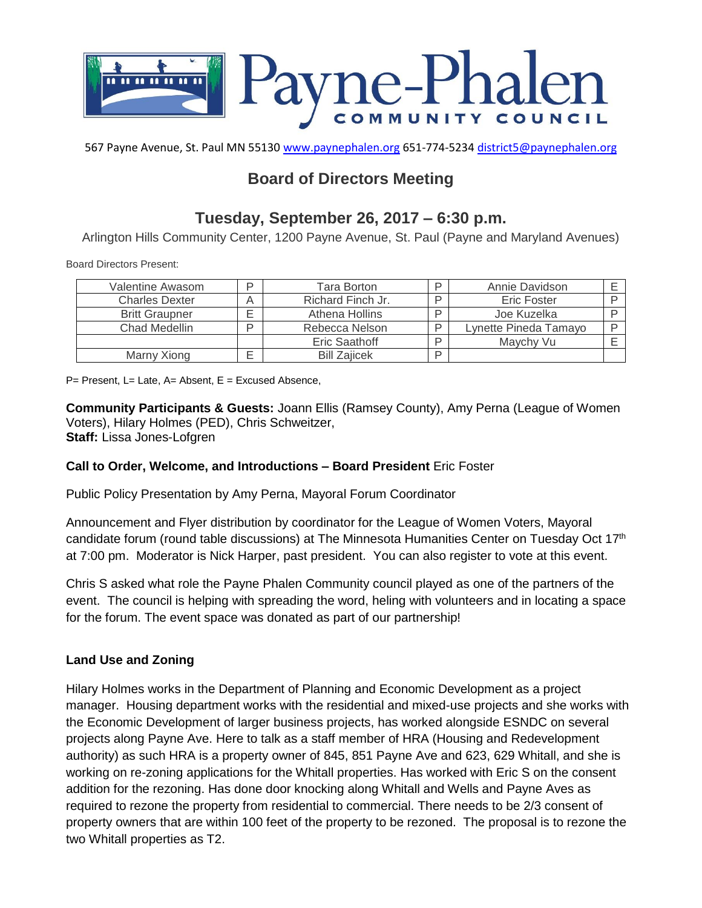# Payne-Phalen COMMUNITY COUNCIL

567 Payne Avenue, St. Paul MN 55130 www.paynephalen.org 651-774-5234 district5@paynephalen.org

## Board of Directors Meeting

## Tuesday, September 26, 2017 – 6:30 p.m.

Arlington Hills Community Center, 1200 Payne Avenue, St. Paul (Payne and Maryland Avenues)

Board Directors Present:

| | | | | | |
|---|---|---|---|---|---|
| Valentine Awasom | P | Tara Borton | P | Annie Davidson | E |
| Charles Dexter | A | Richard Finch Jr. | P | Eric Foster | P |
| Britt Graupner | E | Athena Hollins | P | Joe Kuzelka | P |
| Chad Medellin | P | Rebecca Nelson | P | Lynette Pineda Tamayo | P |
| | | Eric Saathoff | P | Maychy Vu | E |
| Marny Xiong | E | Bill Zajicek | P | | |

P= Present, L= Late, A= Absent, E = Excused Absence,

**Community Participants & Guests:** Joann Ellis (Ramsey County), Amy Perna (League of Women Voters), Hilary Holmes (PED), Chris Schweitzer,
**Staff:** Lissa Jones-Lofgren

**Call to Order, Welcome, and Introductions – Board President** Eric Foster

Public Policy Presentation by Amy Perna, Mayoral Forum Coordinator

Announcement and Flyer distribution by coordinator for the League of Women Voters, Mayoral candidate forum (round table discussions) at The Minnesota Humanities Center on Tuesday Oct 17th at 7:00 pm. Moderator is Nick Harper, past president. You can also register to vote at this event.

Chris S asked what role the Payne Phalen Community council played as one of the partners of the event. The council is helping with spreading the word, heling with volunteers and in locating a space for the forum. The event space was donated as part of our partnership!

**Land Use and Zoning**

Hilary Holmes works in the Department of Planning and Economic Development as a project manager. Housing department works with the residential and mixed-use projects and she works with the Economic Development of larger business projects, has worked alongside ESNDC on several projects along Payne Ave. Here to talk as a staff member of HRA (Housing and Redevelopment authority) as such HRA is a property owner of 845, 851 Payne Ave and 623, 629 Whitall, and she is working on re-zoning applications for the Whitall properties. Has worked with Eric S on the consent addition for the rezoning. Has done door knocking along Whitall and Wells and Payne Aves as required to rezone the property from residential to commercial. There needs to be 2/3 consent of property owners that are within 100 feet of the property to be rezoned. The proposal is to rezone the two Whitall properties as T2.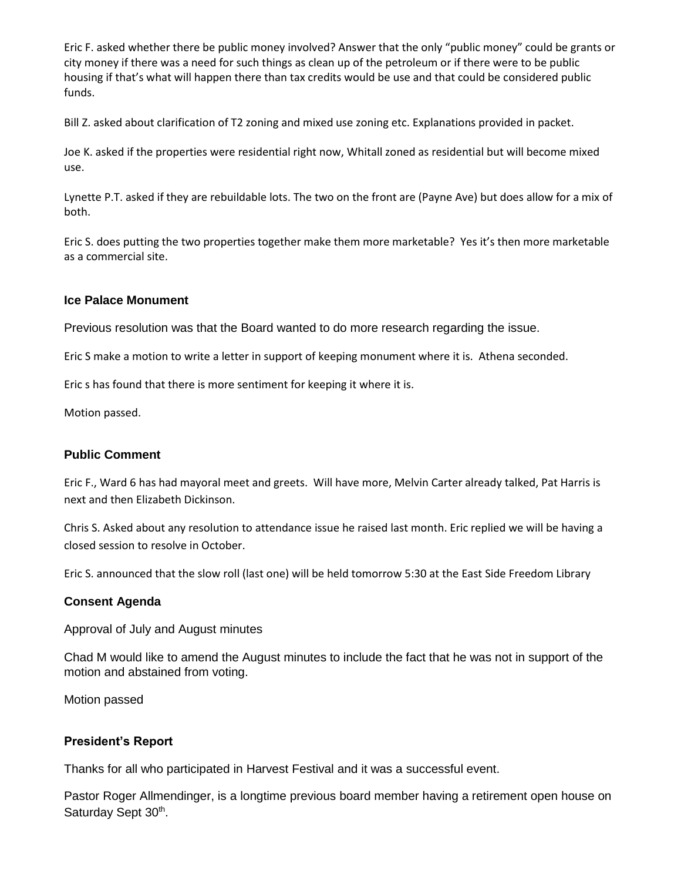Eric F. asked whether there be public money involved? Answer that the only "public money" could be grants or city money if there was a need for such things as clean up of the petroleum or if there were to be public housing if that's what will happen there than tax credits would be use and that could be considered public funds.

Bill Z. asked about clarification of T2 zoning and mixed use zoning etc. Explanations provided in packet.

Joe K. asked if the properties were residential right now, Whitall zoned as residential but will become mixed use.

Lynette P.T. asked if they are rebuildable lots. The two on the front are (Payne Ave) but does allow for a mix of both.

Eric S. does putting the two properties together make them more marketable? Yes it's then more marketable as a commercial site.

### Ice Palace Monument

Previous resolution was that the Board wanted to do more research regarding the issue.

Eric S make a motion to write a letter in support of keeping monument where it is. Athena seconded.

Eric s has found that there is more sentiment for keeping it where it is.

Motion passed.

### Public Comment

Eric F., Ward 6 has had mayoral meet and greets. Will have more, Melvin Carter already talked, Pat Harris is next and then Elizabeth Dickinson.

Chris S. Asked about any resolution to attendance issue he raised last month. Eric replied we will be having a closed session to resolve in October.

Eric S. announced that the slow roll (last one) will be held tomorrow 5:30 at the East Side Freedom Library

### Consent Agenda

Approval of July and August minutes

Chad M would like to amend the August minutes to include the fact that he was not in support of the motion and abstained from voting.

Motion passed

### President's Report

Thanks for all who participated in Harvest Festival and it was a successful event.

Pastor Roger Allmendinger, is a longtime previous board member having a retirement open house on Saturday Sept 30th.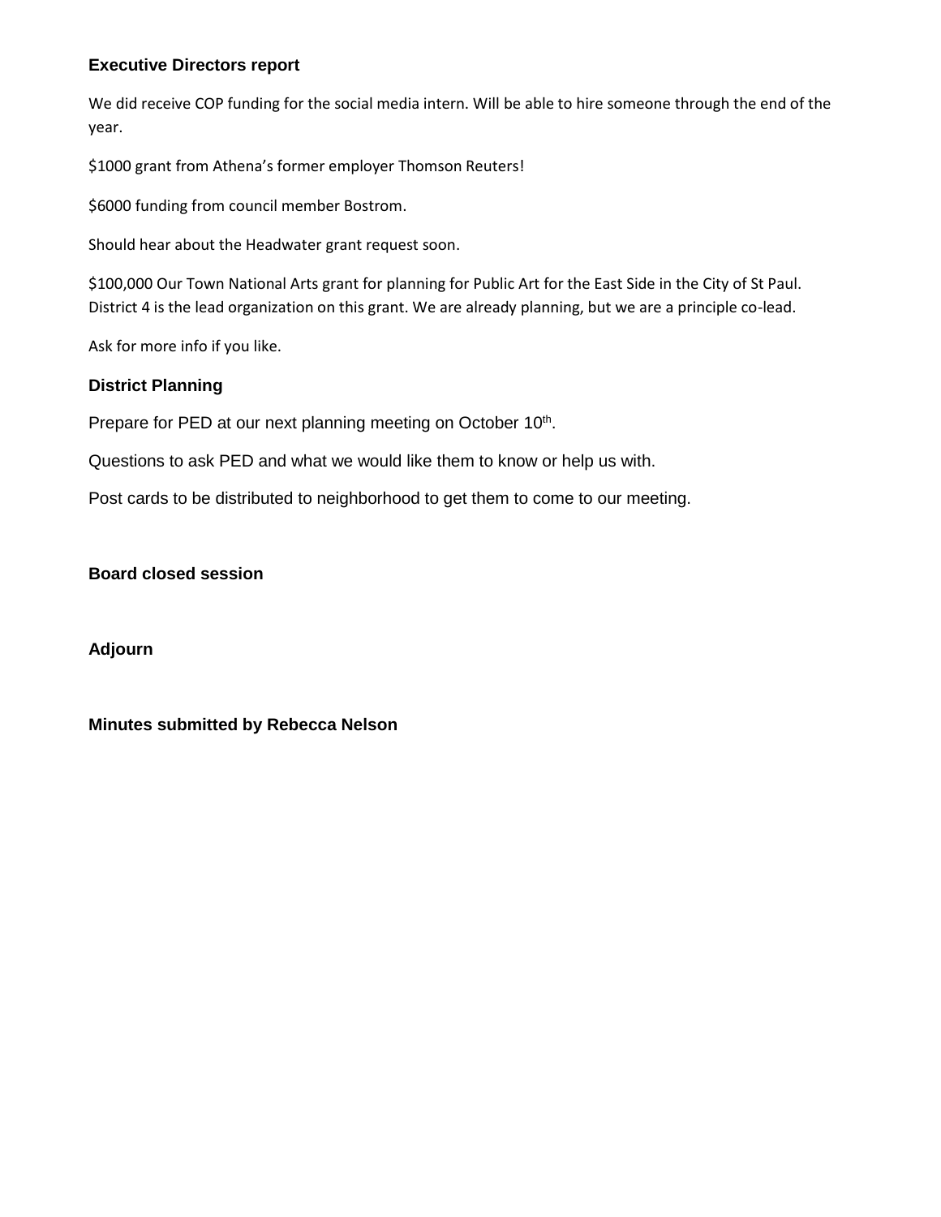### Executive Directors report

We did receive COP funding for the social media intern. Will be able to hire someone through the end of the year.

$1000 grant from Athena's former employer Thomson Reuters!

$6000 funding from council member Bostrom.

Should hear about the Headwater grant request soon.

$100,000 Our Town National Arts grant for planning for Public Art for the East Side in the City of St Paul. District 4 is the lead organization on this grant. We are already planning, but we are a principle co-lead.

Ask for more info if you like.

### District Planning

Prepare for PED at our next planning meeting on October 10th.

Questions to ask PED and what we would like them to know or help us with.

Post cards to be distributed to neighborhood to get them to come to our meeting.

### Board closed session

### Adjourn

### Minutes submitted by Rebecca Nelson